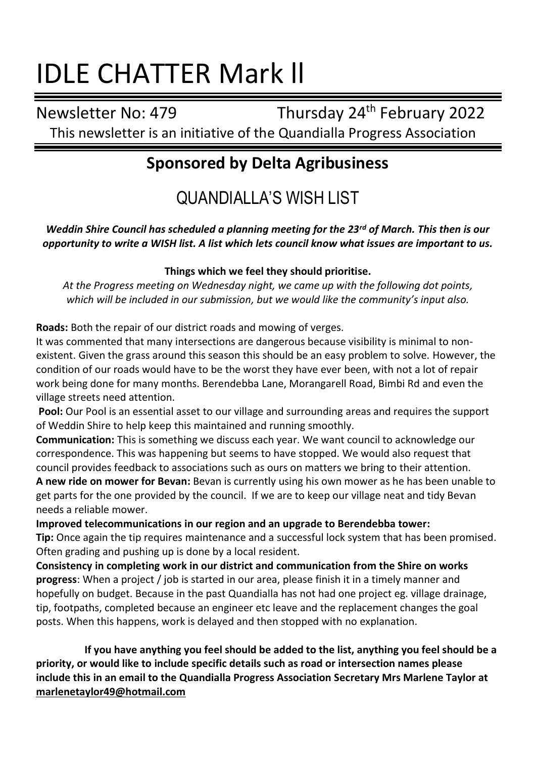# IDLE CHATTER Mark ll

Newsletter No: 479 Thursday 24th February 2022

This newsletter is an initiative of the Quandialla Progress Association

## Sponsored by Delta Agribusiness

## QUANDIALLA'S WISH LIST

***Weddin Shire Council has scheduled a planning meeting for the 23rd of March. This then is our opportunity to write a WISH list. A list which lets council know what issues are important to us.***

**Things which we feel they should prioritise.**

*At the Progress meeting on Wednesday night, we came up with the following dot points, which will be included in our submission, but we would like the community's input also.*

**Roads:** Both the repair of our district roads and mowing of verges.
It was commented that many intersections are dangerous because visibility is minimal to non-existent. Given the grass around this season this should be an easy problem to solve. However, the condition of our roads would have to be the worst they have ever been, with not a lot of repair work being done for many months. Berendebba Lane, Morangarell Road, Bimbi Rd and even the village streets need attention.

**Pool:** Our Pool is an essential asset to our village and surrounding areas and requires the support of Weddin Shire to help keep this maintained and running smoothly.

**Communication:** This is something we discuss each year. We want council to acknowledge our correspondence. This was happening but seems to have stopped. We would also request that council provides feedback to associations such as ours on matters we bring to their attention.

**A new ride on mower for Bevan:** Bevan is currently using his own mower as he has been unable to get parts for the one provided by the council. If we are to keep our village neat and tidy Bevan needs a reliable mower.

**Improved telecommunications in our region and an upgrade to Berendebba tower:**

**Tip:** Once again the tip requires maintenance and a successful lock system that has been promised. Often grading and pushing up is done by a local resident.

**Consistency in completing work in our district and communication from the Shire on works progress**: When a project / job is started in our area, please finish it in a timely manner and hopefully on budget. Because in the past Quandialla has not had one project eg. village drainage, tip, footpaths, completed because an engineer etc leave and the replacement changes the goal posts. When this happens, work is delayed and then stopped with no explanation.

**If you have anything you feel should be added to the list, anything you feel should be a priority, or would like to include specific details such as road or intersection names please include this in an email to the Quandialla Progress Association Secretary Mrs Marlene Taylor at marlenetaylor49@hotmail.com**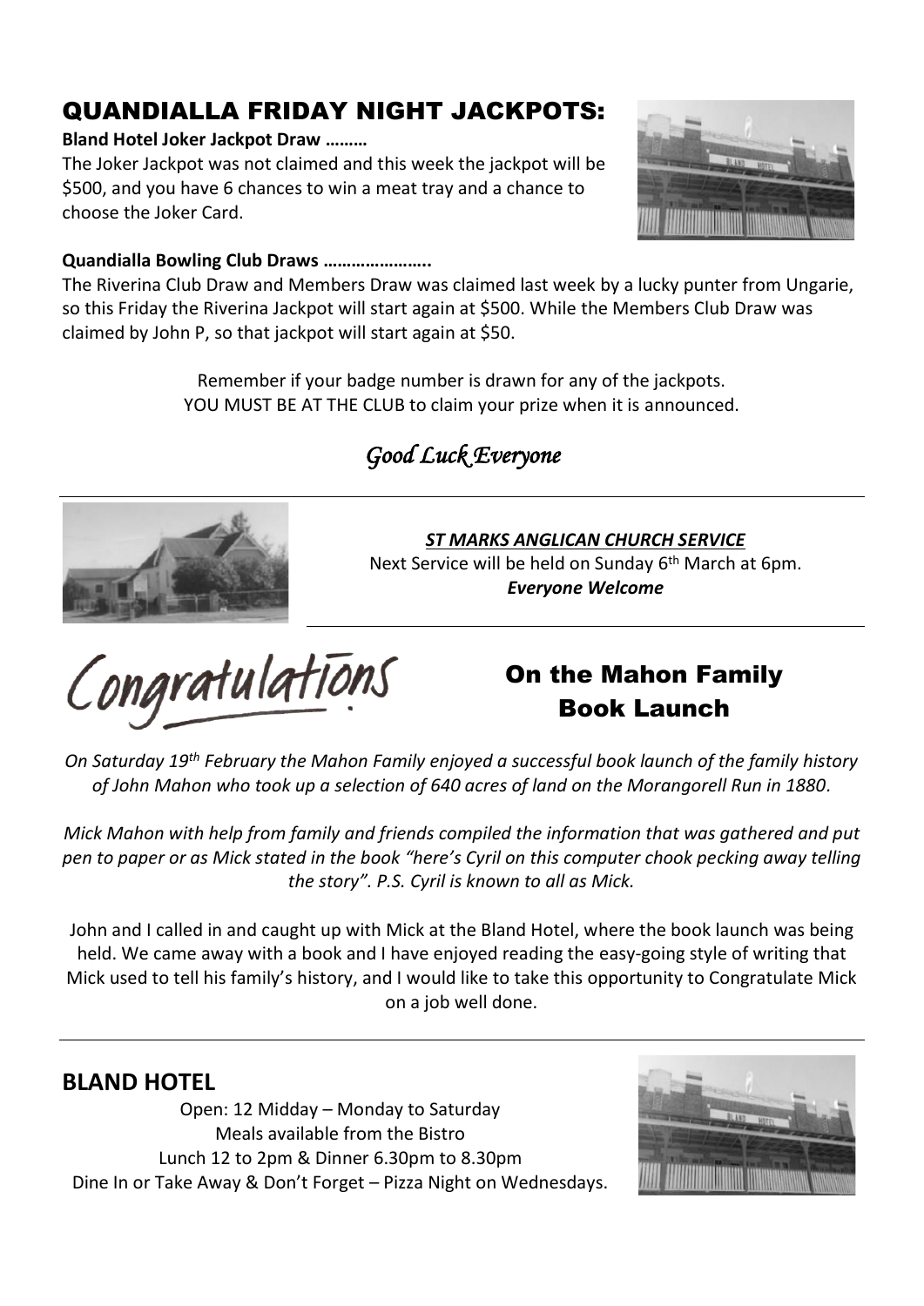# QUANDIALLA FRIDAY NIGHT JACKPOTS:

**Bland Hotel Joker Jackpot Draw ………**

The Joker Jackpot was not claimed and this week the jackpot will be $500, and you have 6 chances to win a meat tray and a chance to choose the Joker Card.

**Quandialla Bowling Club Draws …………………..**

The Riverina Club Draw and Members Draw was claimed last week by a lucky punter from Ungarie, so this Friday the Riverina Jackpot will start again at $500. While the Members Club Draw was claimed by John P, so that jackpot will start again at $50.

Remember if your badge number is drawn for any of the jackpots.
YOU MUST BE AT THE CLUB to claim your prize when it is announced.

*Good Luck Everyone*

---

***ST MARKS ANGLICAN CHURCH SERVICE***

Next Service will be held on Sunday 6th March at 6pm.

***Everyone Welcome***

---

## Congratulations On the Mahon Family Book Launch

*On Saturday 19th February the Mahon Family enjoyed a successful book launch of the family history of John Mahon who took up a selection of 640 acres of land on the Morangorell Run in 1880.*

*Mick Mahon with help from family and friends compiled the information that was gathered and put pen to paper or as Mick stated in the book "here's Cyril on this computer chook pecking away telling the story". P.S. Cyril is known to all as Mick.*

John and I called in and caught up with Mick at the Bland Hotel, where the book launch was being held. We came away with a book and I have enjoyed reading the easy-going style of writing that Mick used to tell his family's history, and I would like to take this opportunity to Congratulate Mick on a job well done.

---

## BLAND HOTEL

Open: 12 Midday – Monday to Saturday
Meals available from the Bistro
Lunch 12 to 2pm & Dinner 6.30pm to 8.30pm
Dine In or Take Away & Don't Forget – Pizza Night on Wednesdays.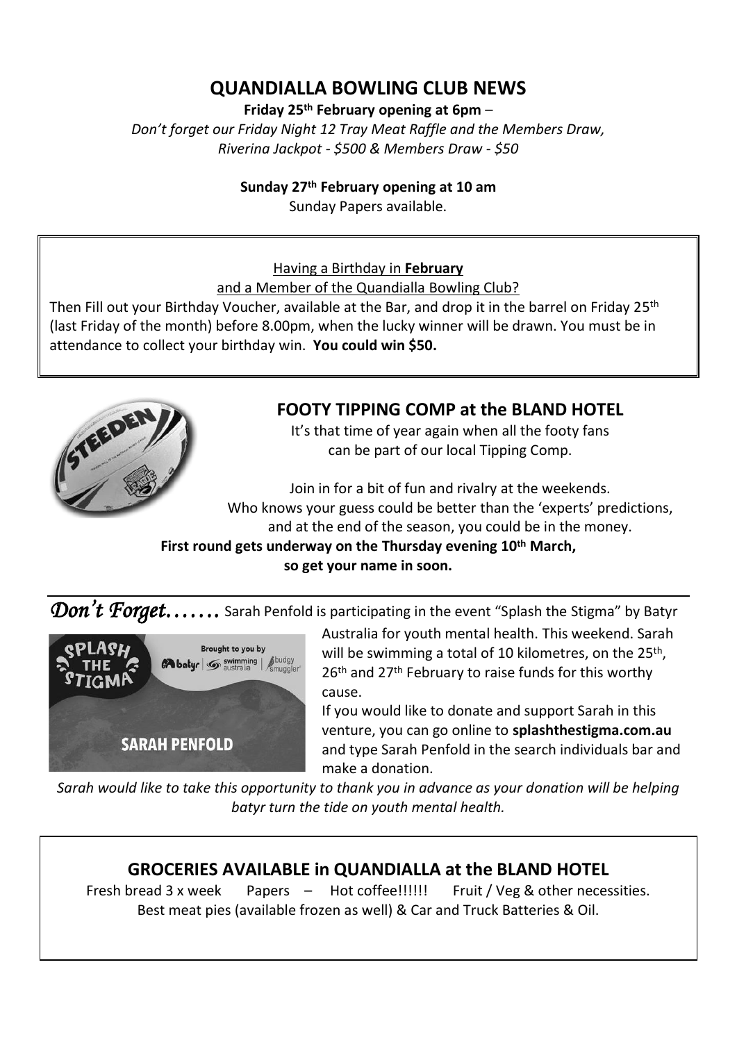## QUANDIALLA BOWLING CLUB NEWS

**Friday 25th February opening at 6pm** –

*Don't forget our Friday Night 12 Tray Meat Raffle and the Members Draw, Riverina Jackpot - $500 & Members Draw - $50*

**Sunday 27th February opening at 10 am**

Sunday Papers available.

Having a Birthday in **February**

and a Member of the Quandialla Bowling Club?

Then Fill out your Birthday Voucher, available at the Bar, and drop it in the barrel on Friday 25th (last Friday of the month) before 8.00pm, when the lucky winner will be drawn. You must be in attendance to collect your birthday win. **You could win $50.**

### FOOTY TIPPING COMP at the BLAND HOTEL

It's that time of year again when all the footy fans can be part of our local Tipping Comp.

Join in for a bit of fun and rivalry at the weekends. Who knows your guess could be better than the 'experts' predictions, and at the end of the season, you could be in the money.

**First round gets underway on the Thursday evening 10th March, so get your name in soon.**

*Don't Forget…….* Sarah Penfold is participating in the event "Splash the Stigma" by Batyr Australia for youth mental health. This weekend. Sarah will be swimming a total of 10 kilometres, on the 25th, 26th and 27th February to raise funds for this worthy cause.

If you would like to donate and support Sarah in this venture, you can go online to **splashthestigma.com.au** and type Sarah Penfold in the search individuals bar and make a donation.

*Sarah would like to take this opportunity to thank you in advance as your donation will be helping batyr turn the tide on youth mental health.*

### GROCERIES AVAILABLE in QUANDIALLA at the BLAND HOTEL

Fresh bread 3 x week   Papers – Hot coffee!!!!!!   Fruit / Veg & other necessities.

Best meat pies (available frozen as well) & Car and Truck Batteries & Oil.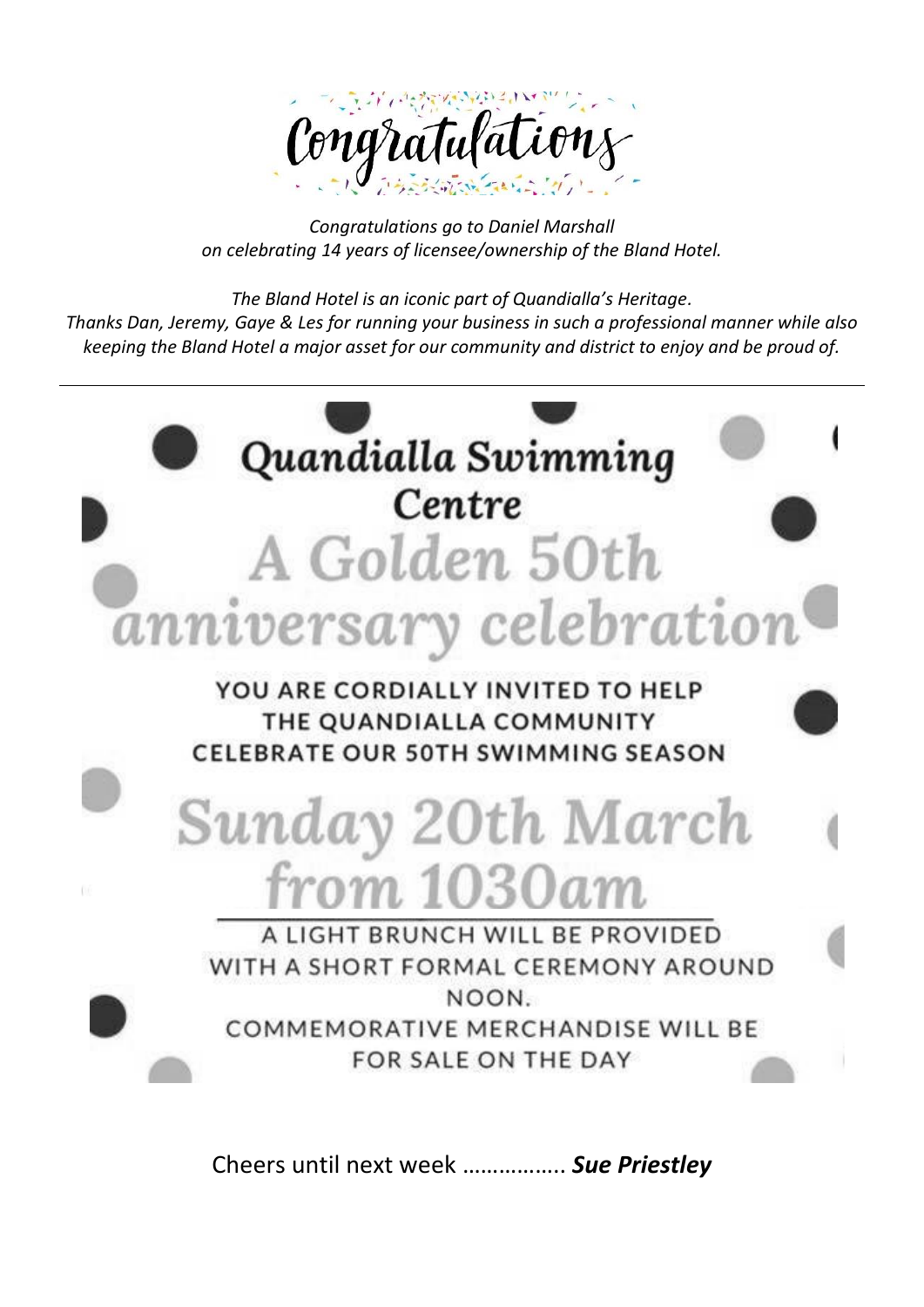# Congratulations

*Congratulations go to Daniel Marshall on celebrating 14 years of licensee/ownership of the Bland Hotel.*

*The Bland Hotel is an iconic part of Quandialla's Heritage. Thanks Dan, Jeremy, Gaye & Les for running your business in such a professional manner while also keeping the Bland Hotel a major asset for our community and district to enjoy and be proud of.*

---

## Quandialla Swimming Centre

## A Golden 50th anniversary celebration

YOU ARE CORDIALLY INVITED TO HELP THE QUANDIALLA COMMUNITY CELEBRATE OUR 50TH SWIMMING SEASON

## Sunday 20th March from 1030am

A LIGHT BRUNCH WILL BE PROVIDED WITH A SHORT FORMAL CEREMONY AROUND NOON.

COMMEMORATIVE MERCHANDISE WILL BE FOR SALE ON THE DAY

Cheers until next week …………….. ***Sue Priestley***